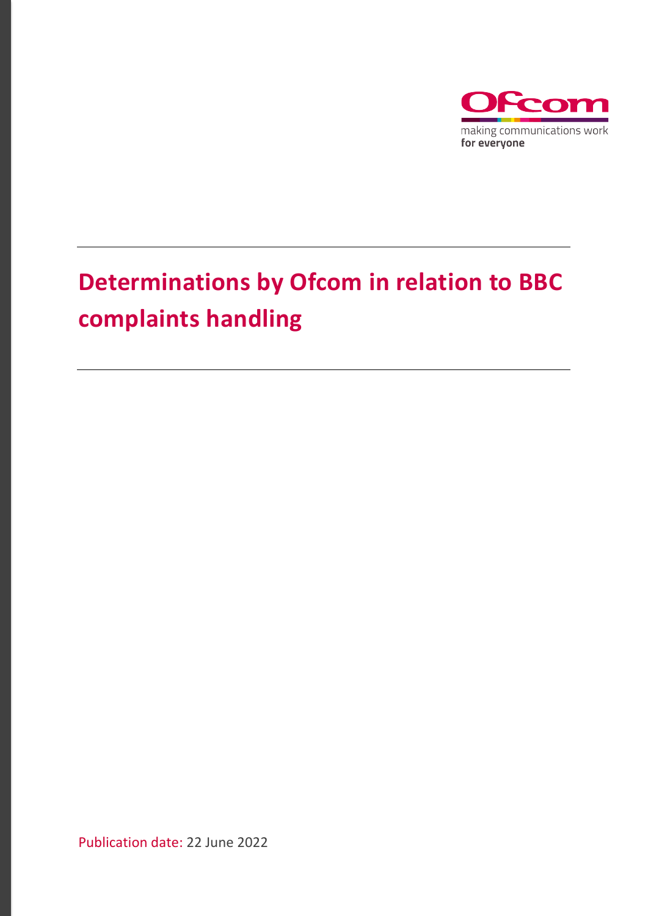Ofcom

making communications work
**for everyone**

# Determinations by Ofcom in relation to BBC complaints handling

Publication date: 22 June 2022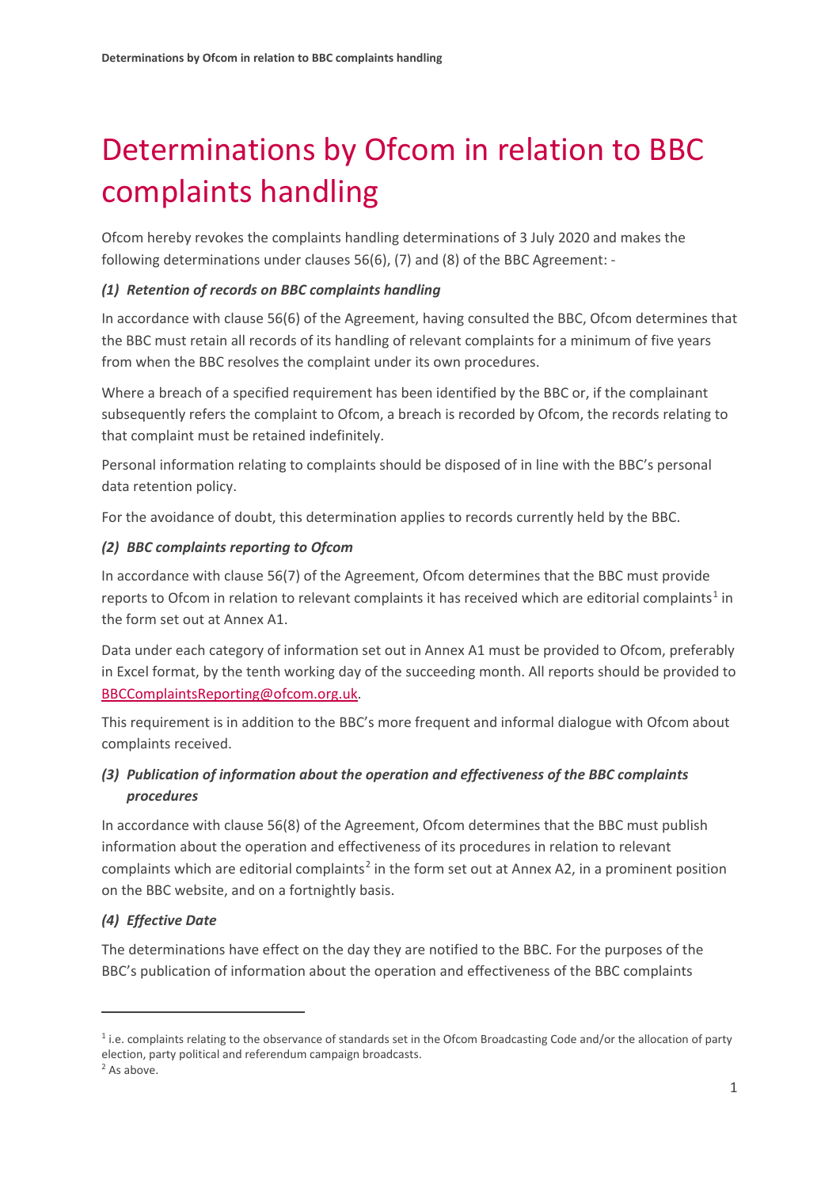# Determinations by Ofcom in relation to BBC complaints handling

Ofcom hereby revokes the complaints handling determinations of 3 July 2020 and makes the following determinations under clauses 56(6), (7) and (8) of the BBC Agreement: -

### *(1) Retention of records on BBC complaints handling*

In accordance with clause 56(6) of the Agreement, having consulted the BBC, Ofcom determines that the BBC must retain all records of its handling of relevant complaints for a minimum of five years from when the BBC resolves the complaint under its own procedures.

Where a breach of a specified requirement has been identified by the BBC or, if the complainant subsequently refers the complaint to Ofcom, a breach is recorded by Ofcom, the records relating to that complaint must be retained indefinitely.

Personal information relating to complaints should be disposed of in line with the BBC's personal data retention policy.

For the avoidance of doubt, this determination applies to records currently held by the BBC.

### *(2) BBC complaints reporting to Ofcom*

In accordance with clause 56(7) of the Agreement, Ofcom determines that the BBC must provide reports to Ofcom in relation to relevant complaints it has received which are editorial complaints[1] in the form set out at Annex A1.

Data under each category of information set out in Annex A1 must be provided to Ofcom, preferably in Excel format, by the tenth working day of the succeeding month. All reports should be provided to BBCComplaintsReporting@ofcom.org.uk.

This requirement is in addition to the BBC's more frequent and informal dialogue with Ofcom about complaints received.

### *(3) Publication of information about the operation and effectiveness of the BBC complaints procedures*

In accordance with clause 56(8) of the Agreement, Ofcom determines that the BBC must publish information about the operation and effectiveness of its procedures in relation to relevant complaints which are editorial complaints[2] in the form set out at Annex A2, in a prominent position on the BBC website, and on a fortnightly basis.

### *(4) Effective Date*

The determinations have effect on the day they are notified to the BBC. For the purposes of the BBC's publication of information about the operation and effectiveness of the BBC complaints

---

[1] i.e. complaints relating to the observance of standards set in the Ofcom Broadcasting Code and/or the allocation of party election, party political and referendum campaign broadcasts.

[2] As above.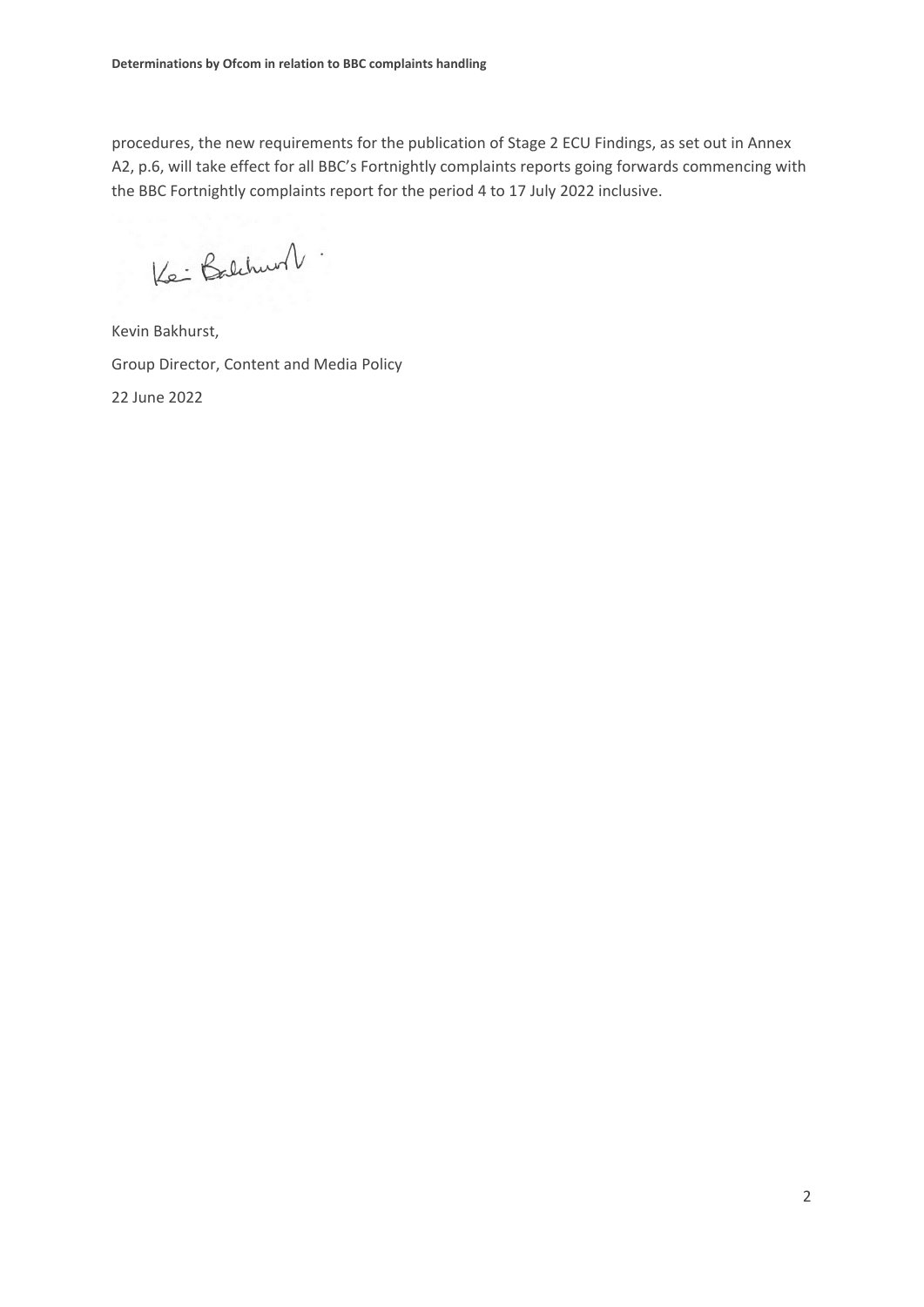procedures, the new requirements for the publication of Stage 2 ECU Findings, as set out in Annex A2, p.6, will take effect for all BBC's Fortnightly complaints reports going forwards commencing with the BBC Fortnightly complaints report for the period 4 to 17 July 2022 inclusive.

Kevin Bakhurst,

Group Director, Content and Media Policy

22 June 2022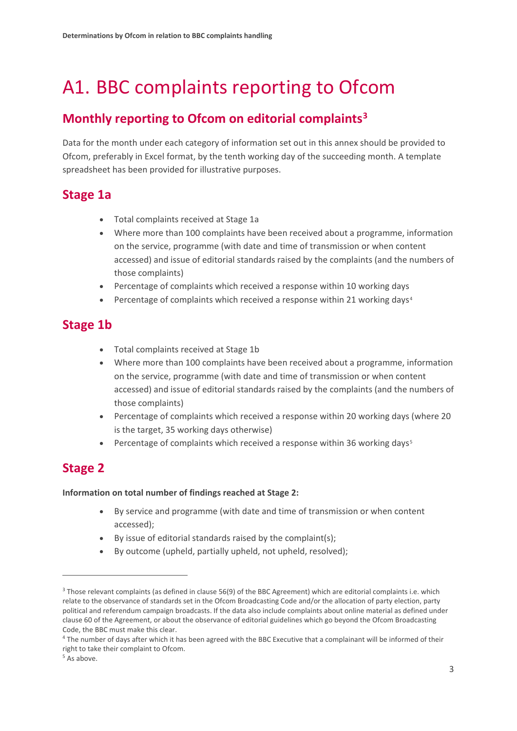# A1. BBC complaints reporting to Ofcom

## Monthly reporting to Ofcom on editorial complaints[3]

Data for the month under each category of information set out in this annex should be provided to Ofcom, preferably in Excel format, by the tenth working day of the succeeding month. A template spreadsheet has been provided for illustrative purposes.

## Stage 1a

- Total complaints received at Stage 1a
- Where more than 100 complaints have been received about a programme, information on the service, programme (with date and time of transmission or when content accessed) and issue of editorial standards raised by the complaints (and the numbers of those complaints)
- Percentage of complaints which received a response within 10 working days
- Percentage of complaints which received a response within 21 working days[4]

## Stage 1b

- Total complaints received at Stage 1b
- Where more than 100 complaints have been received about a programme, information on the service, programme (with date and time of transmission or when content accessed) and issue of editorial standards raised by the complaints (and the numbers of those complaints)
- Percentage of complaints which received a response within 20 working days (where 20 is the target, 35 working days otherwise)
- Percentage of complaints which received a response within 36 working days[5]

## Stage 2

**Information on total number of findings reached at Stage 2:**

- By service and programme (with date and time of transmission or when content accessed);
- By issue of editorial standards raised by the complaint(s);
- By outcome (upheld, partially upheld, not upheld, resolved);

---

[3] Those relevant complaints (as defined in clause 56(9) of the BBC Agreement) which are editorial complaints i.e. which relate to the observance of standards set in the Ofcom Broadcasting Code and/or the allocation of party election, party political and referendum campaign broadcasts. If the data also include complaints about online material as defined under clause 60 of the Agreement, or about the observance of editorial guidelines which go beyond the Ofcom Broadcasting Code, the BBC must make this clear.

[4] The number of days after which it has been agreed with the BBC Executive that a complainant will be informed of their right to take their complaint to Ofcom.

[5] As above.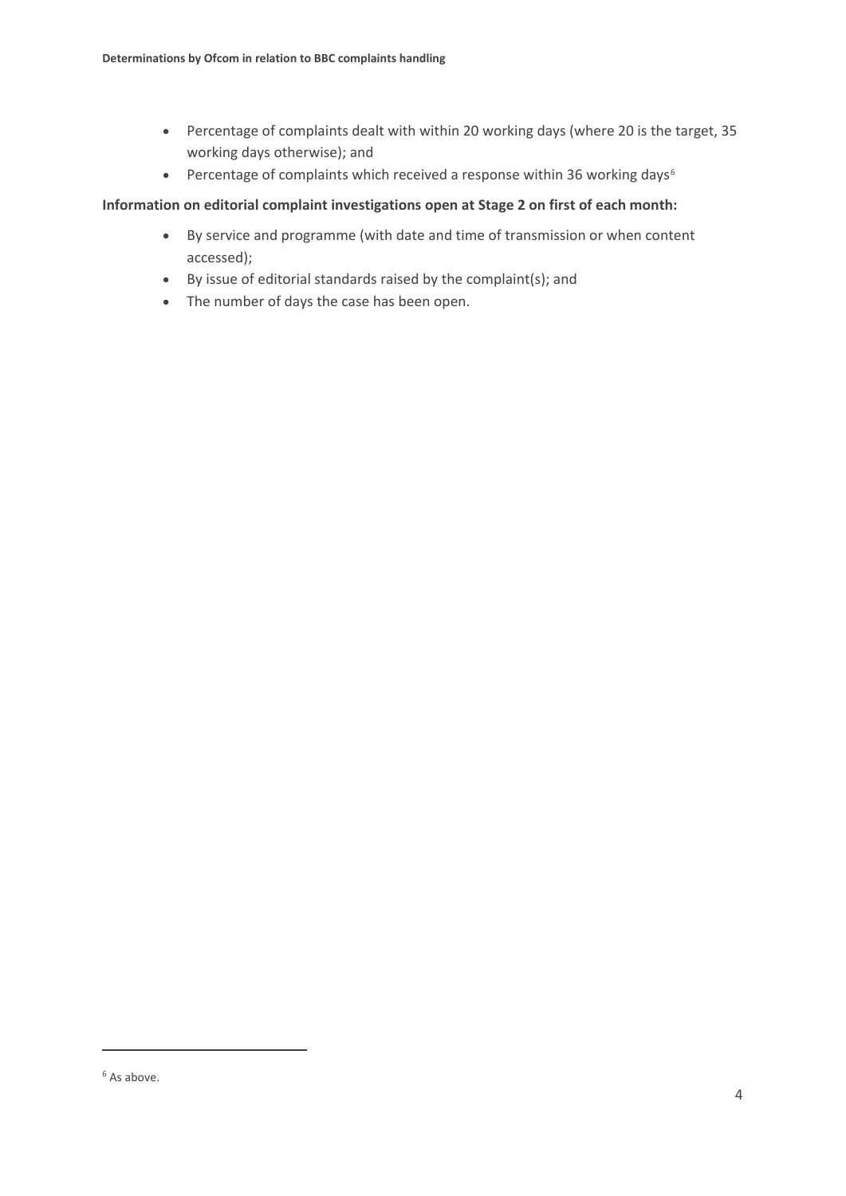- Percentage of complaints dealt with within 20 working days (where 20 is the target, 35 working days otherwise); and
- Percentage of complaints which received a response within 36 working days[6]

**Information on editorial complaint investigations open at Stage 2 on first of each month:**

- By service and programme (with date and time of transmission or when content accessed);
- By issue of editorial standards raised by the complaint(s); and
- The number of days the case has been open.

---

[6] As above.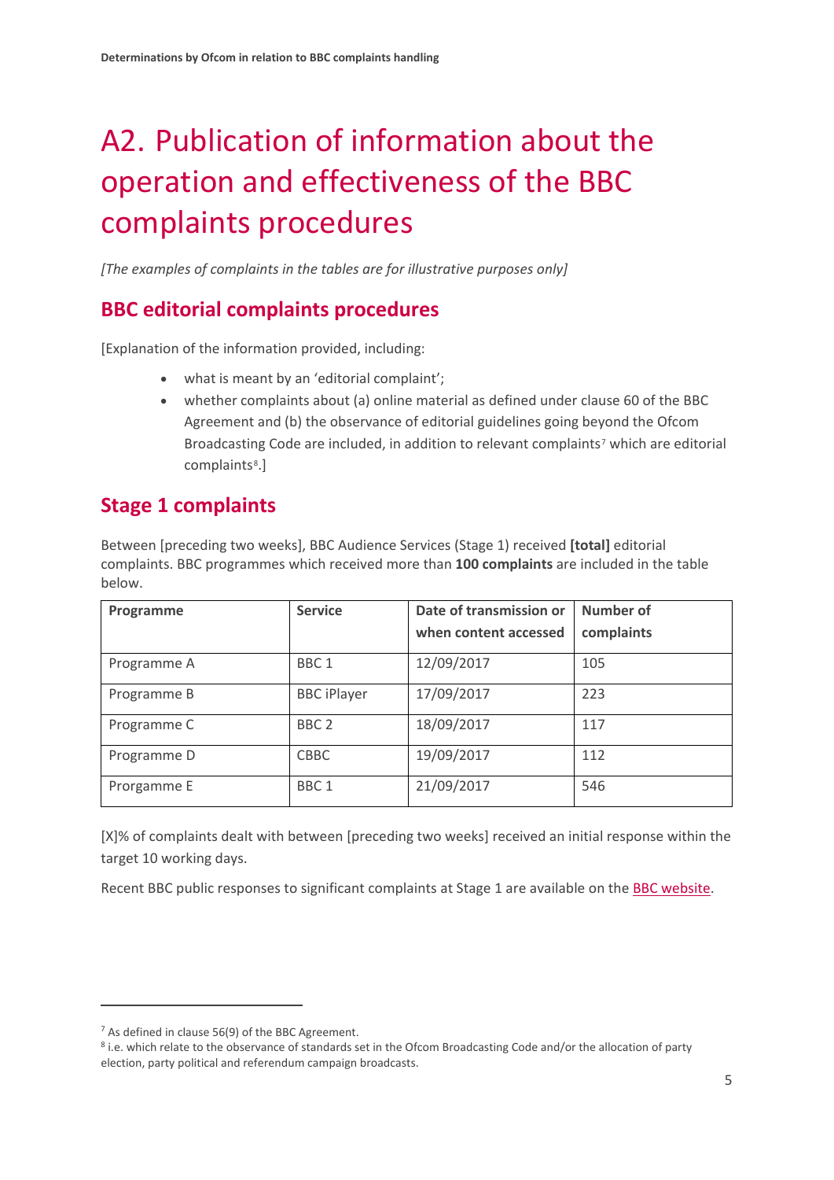# A2. Publication of information about the operation and effectiveness of the BBC complaints procedures

*[The examples of complaints in the tables are for illustrative purposes only]*

## BBC editorial complaints procedures

[Explanation of the information provided, including:

- what is meant by an 'editorial complaint';
- whether complaints about (a) online material as defined under clause 60 of the BBC Agreement and (b) the observance of editorial guidelines going beyond the Ofcom Broadcasting Code are included, in addition to relevant complaints[7] which are editorial complaints[8].]

## Stage 1 complaints

Between [preceding two weeks], BBC Audience Services (Stage 1) received **[total]** editorial complaints. BBC programmes which received more than **100 complaints** are included in the table below.

| Programme | Service | Date of transmission or when content accessed | Number of complaints |
|---|---|---|---|
| Programme A | BBC 1 | 12/09/2017 | 105 |
| Programme B | BBC iPlayer | 17/09/2017 | 223 |
| Programme C | BBC 2 | 18/09/2017 | 117 |
| Programme D | CBBC | 19/09/2017 | 112 |
| Porgamme E | BBC 1 | 21/09/2017 | 546 |

[X]% of complaints dealt with between [preceding two weeks] received an initial response within the target 10 working days.

Recent BBC public responses to significant complaints at Stage 1 are available on the BBC website.

---

[7] As defined in clause 56(9) of the BBC Agreement.

[8] i.e. which relate to the observance of standards set in the Ofcom Broadcasting Code and/or the allocation of party election, party political and referendum campaign broadcasts.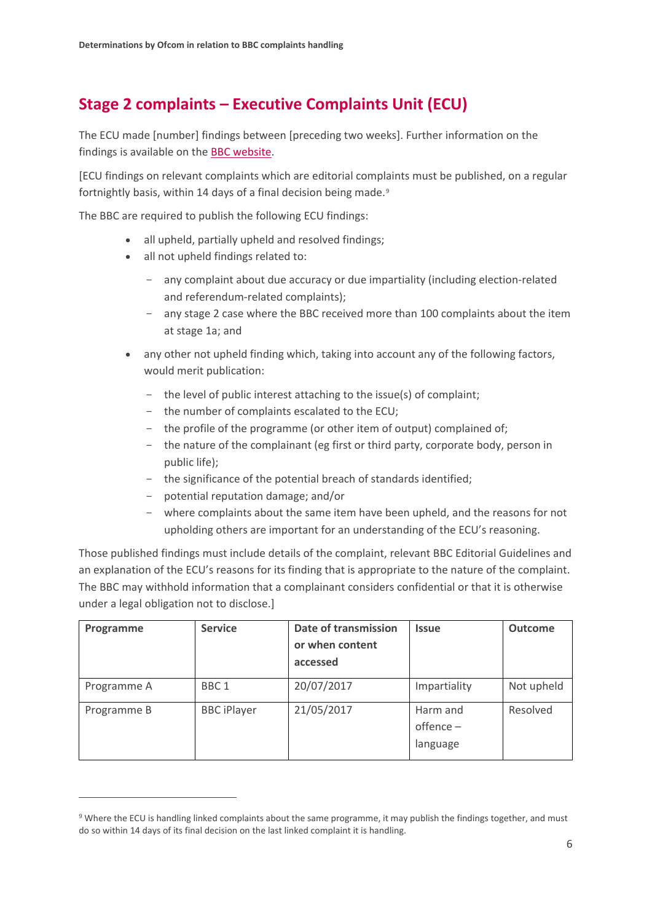## Stage 2 complaints – Executive Complaints Unit (ECU)

The ECU made [number] findings between [preceding two weeks]. Further information on the findings is available on the BBC website.

[ECU findings on relevant complaints which are editorial complaints must be published, on a regular fortnightly basis, within 14 days of a final decision being made.[9]

The BBC are required to publish the following ECU findings:

- all upheld, partially upheld and resolved findings;
- all not upheld findings related to:
  - any complaint about due accuracy or due impartiality (including election-related and referendum-related complaints);
  - any stage 2 case where the BBC received more than 100 complaints about the item at stage 1a; and
- any other not upheld finding which, taking into account any of the following factors, would merit publication:
  - the level of public interest attaching to the issue(s) of complaint;
  - the number of complaints escalated to the ECU;
  - the profile of the programme (or other item of output) complained of;
  - the nature of the complainant (eg first or third party, corporate body, person in public life);
  - the significance of the potential breach of standards identified;
  - potential reputation damage; and/or
  - where complaints about the same item have been upheld, and the reasons for not upholding others are important for an understanding of the ECU's reasoning.

Those published findings must include details of the complaint, relevant BBC Editorial Guidelines and an explanation of the ECU's reasons for its finding that is appropriate to the nature of the complaint. The BBC may withhold information that a complainant considers confidential or that it is otherwise under a legal obligation not to disclose.]

| Programme | Service | Date of transmission or when content accessed | Issue | Outcome |
|---|---|---|---|---|
| Programme A | BBC 1 | 20/07/2017 | Impartiality | Not upheld |
| Programme B | BBC iPlayer | 21/05/2017 | Harm and offence – language | Resolved |

[9] Where the ECU is handling linked complaints about the same programme, it may publish the findings together, and must do so within 14 days of its final decision on the last linked complaint it is handling.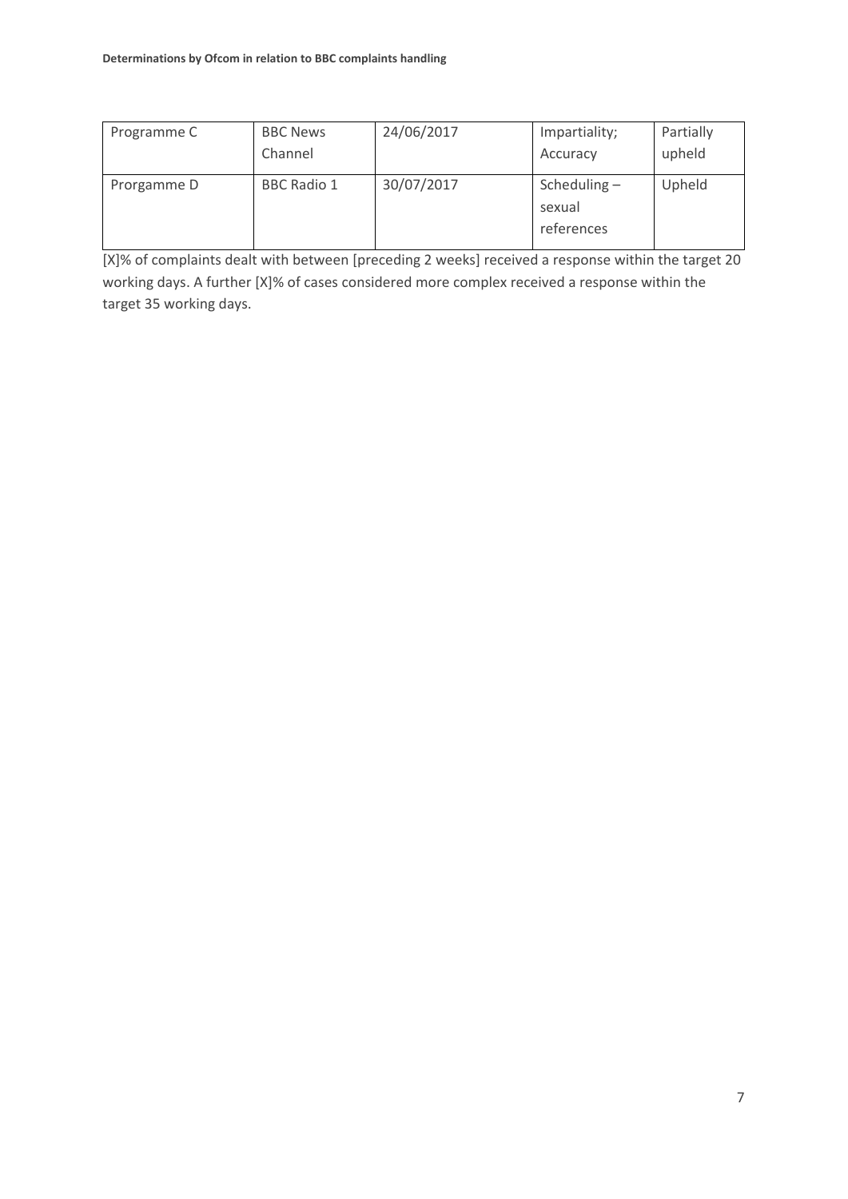| | | | | |
|---|---|---|---|---|
| Programme C | BBC News Channel | 24/06/2017 | Impartiality; Accuracy | Partially upheld |
| Prorgamme D | BBC Radio 1 | 30/07/2017 | Scheduling – sexual references | Upheld |

[X]% of complaints dealt with between [preceding 2 weeks] received a response within the target 20 working days. A further [X]% of cases considered more complex received a response within the target 35 working days.